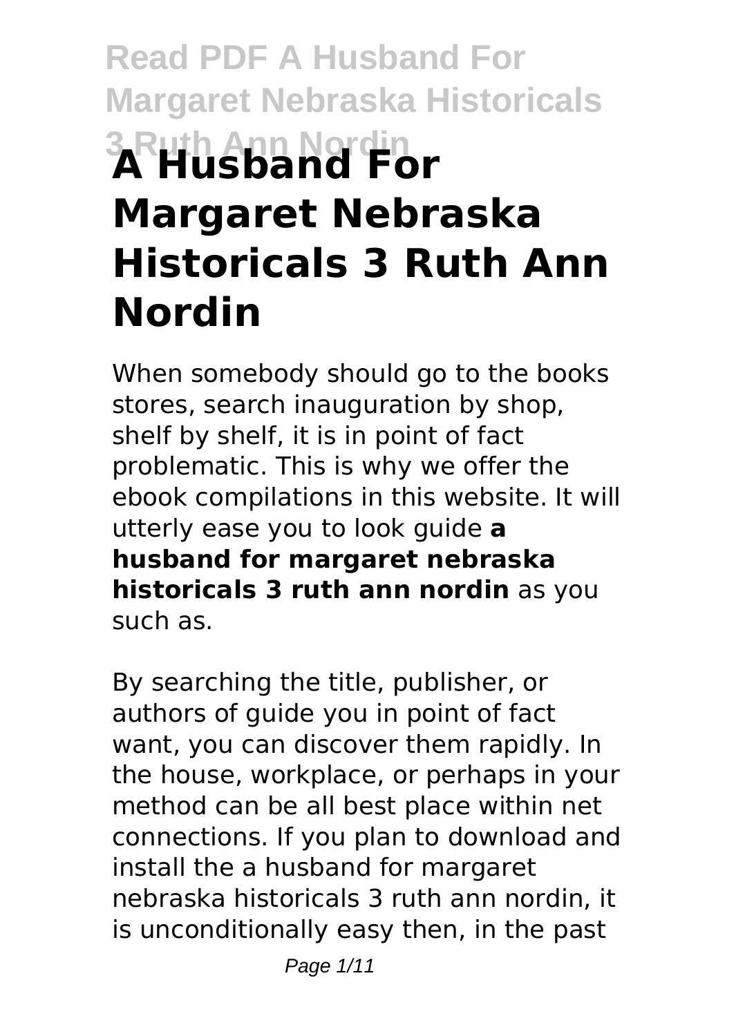# A Husband For Margaret Nebraska Historicals 3 Ruth Ann Nordin

When somebody should go to the books stores, search inauguration by shop, shelf by shelf, it is in point of fact problematic. This is why we offer the ebook compilations in this website. It will utterly ease you to look guide **a husband for margaret nebraska historicals 3 ruth ann nordin** as you such as.

By searching the title, publisher, or authors of guide you in point of fact want, you can discover them rapidly. In the house, workplace, or perhaps in your method can be all best place within net connections. If you plan to download and install the a husband for margaret nebraska historicals 3 ruth ann nordin, it is unconditionally easy then, in the past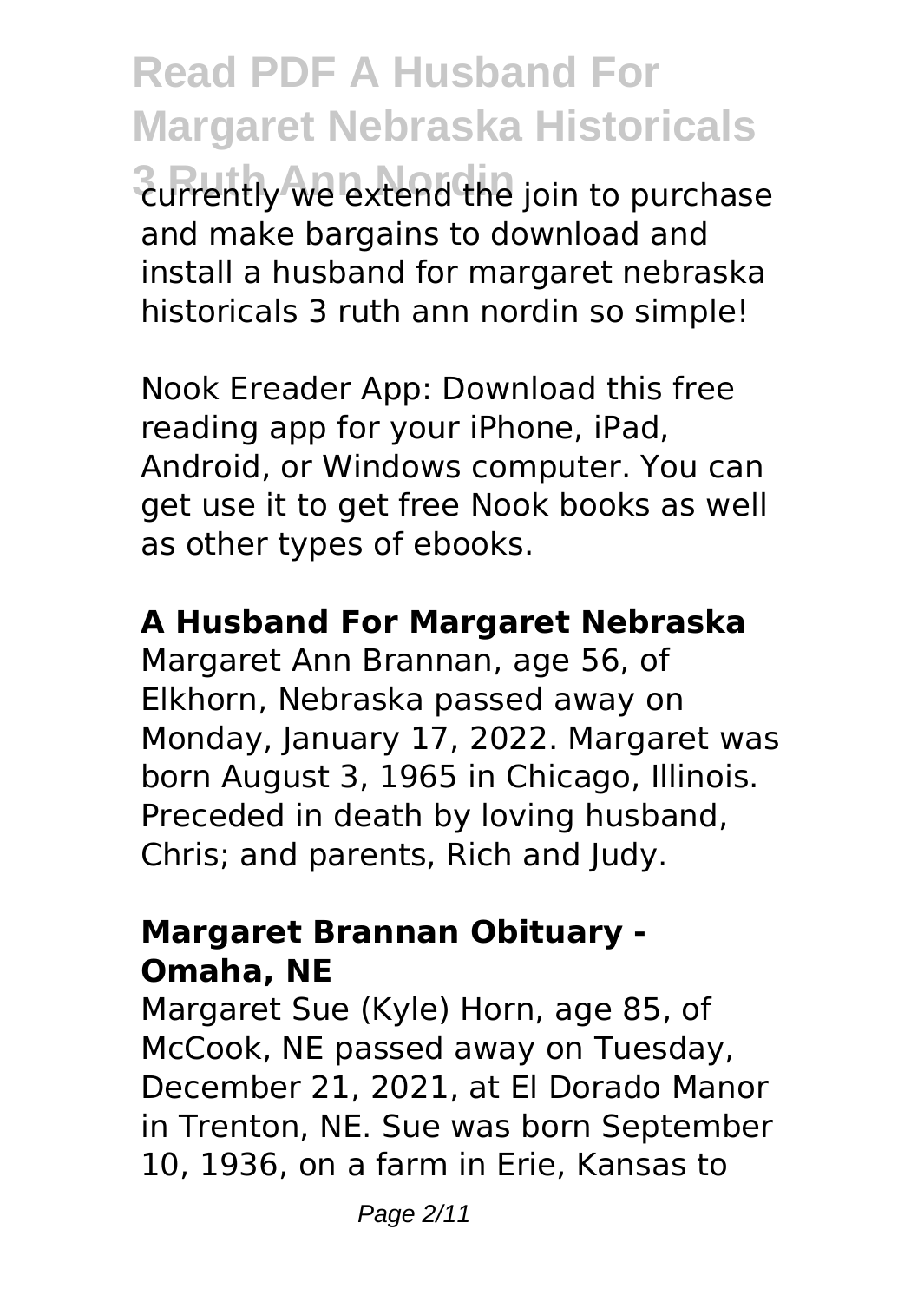currently we extend the join to purchase and make bargains to download and install a husband for margaret nebraska historicals 3 ruth ann nordin so simple!

Nook Ereader App: Download this free reading app for your iPhone, iPad, Android, or Windows computer. You can get use it to get free Nook books as well as other types of ebooks.

### A Husband For Margaret Nebraska

Margaret Ann Brannan, age 56, of Elkhorn, Nebraska passed away on Monday, January 17, 2022. Margaret was born August 3, 1965 in Chicago, Illinois. Preceded in death by loving husband, Chris; and parents, Rich and Judy.

### Margaret Brannan Obituary - Omaha, NE

Margaret Sue (Kyle) Horn, age 85, of McCook, NE passed away on Tuesday, December 21, 2021, at El Dorado Manor in Trenton, NE. Sue was born September 10, 1936, on a farm in Erie, Kansas to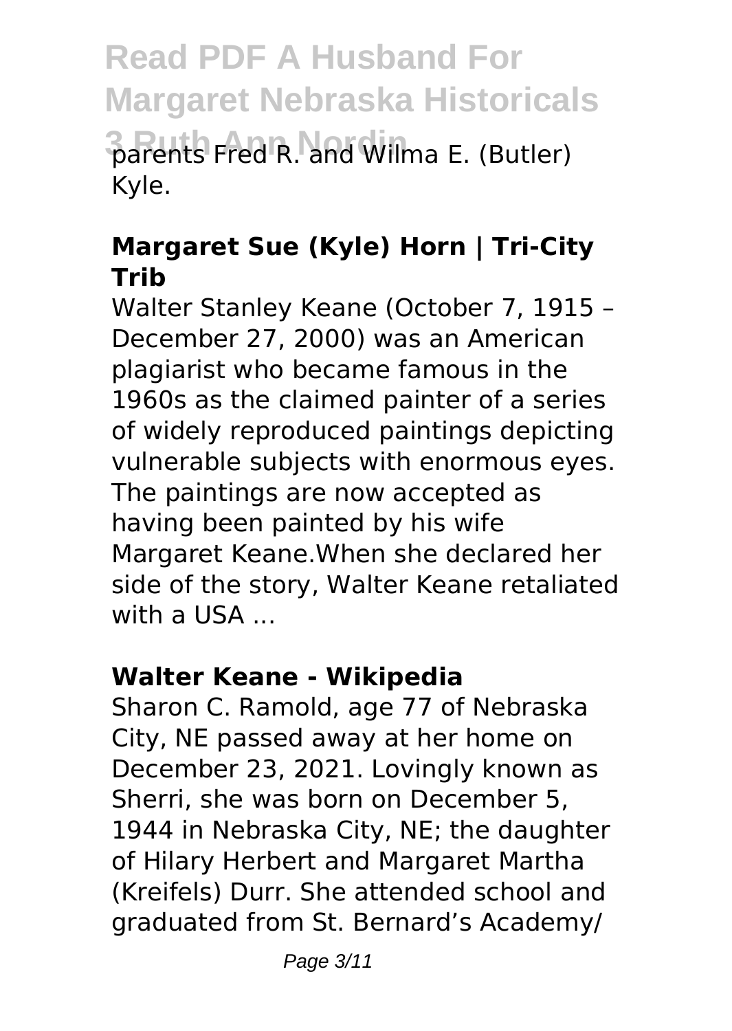parents Fred R. and Wilma E. (Butler) Kyle.

### **Margaret Sue (Kyle) Horn | Tri-City Trib**

Walter Stanley Keane (October 7, 1915 – December 27, 2000) was an American plagiarist who became famous in the 1960s as the claimed painter of a series of widely reproduced paintings depicting vulnerable subjects with enormous eyes. The paintings are now accepted as having been painted by his wife Margaret Keane.When she declared her side of the story, Walter Keane retaliated with a USA ...

### **Walter Keane - Wikipedia**

Sharon C. Ramold, age 77 of Nebraska City, NE passed away at her home on December 23, 2021. Lovingly known as Sherri, she was born on December 5, 1944 in Nebraska City, NE; the daughter of Hilary Herbert and Margaret Martha (Kreifels) Durr. She attended school and graduated from St. Bernard's Academy/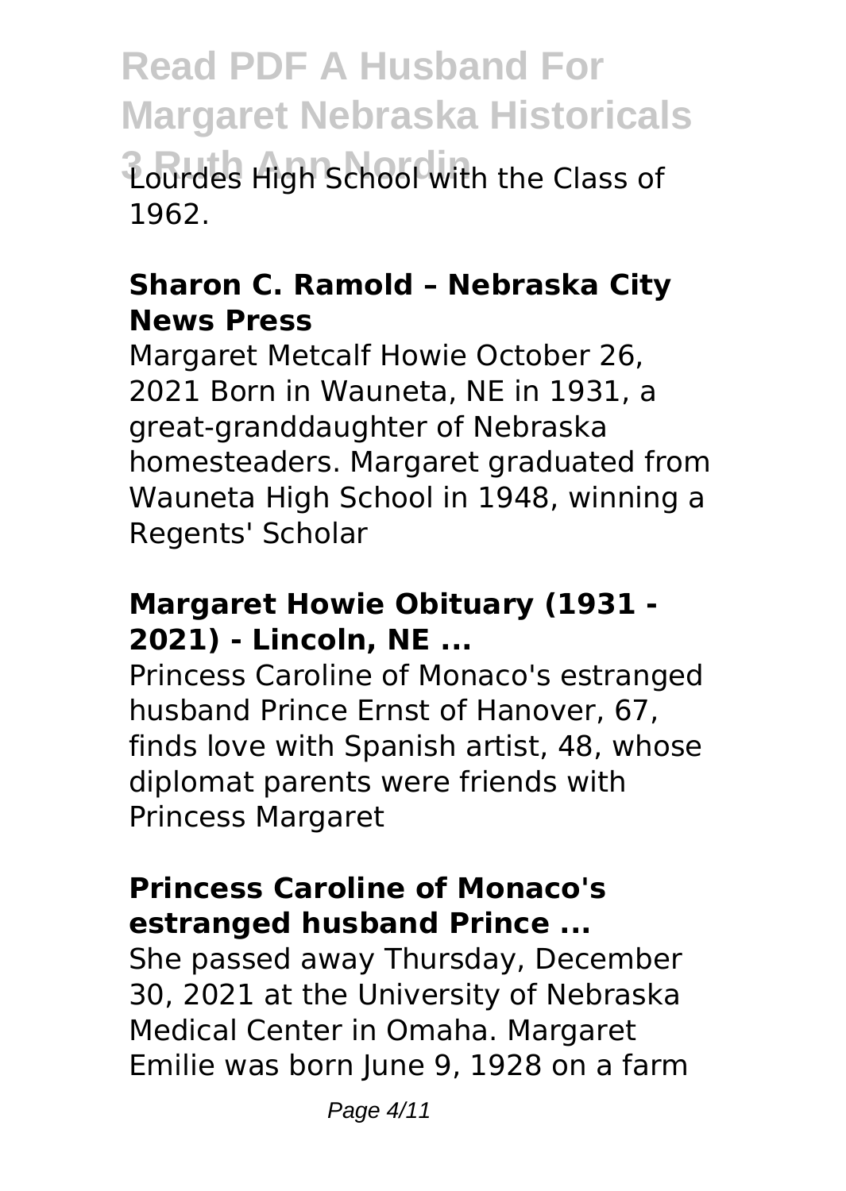Lourdes High School with the Class of 1962.

### Sharon C. Ramold – Nebraska City News Press

Margaret Metcalf Howie October 26, 2021 Born in Wauneta, NE in 1931, a great-granddaughter of Nebraska homesteaders. Margaret graduated from Wauneta High School in 1948, winning a Regents' Scholar

### Margaret Howie Obituary (1931 - 2021) - Lincoln, NE ...

Princess Caroline of Monaco's estranged husband Prince Ernst of Hanover, 67, finds love with Spanish artist, 48, whose diplomat parents were friends with Princess Margaret

### Princess Caroline of Monaco's estranged husband Prince ...

She passed away Thursday, December 30, 2021 at the University of Nebraska Medical Center in Omaha. Margaret Emilie was born June 9, 1928 on a farm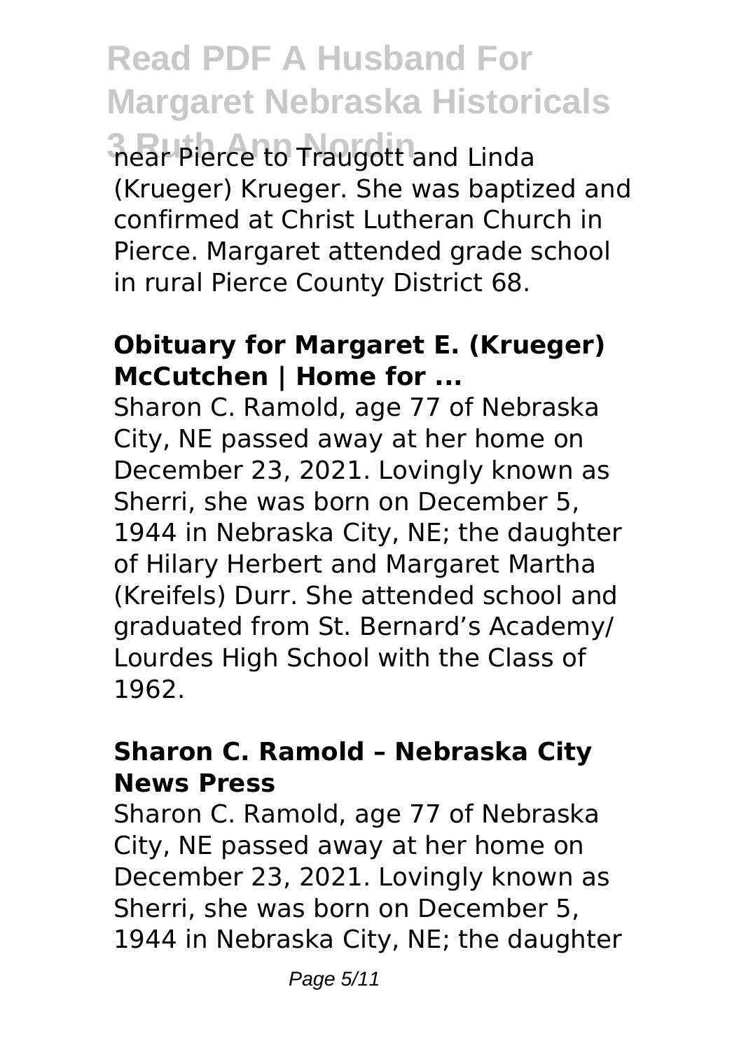near Pierce to Traugott and Linda (Krueger) Krueger. She was baptized and confirmed at Christ Lutheran Church in Pierce. Margaret attended grade school in rural Pierce County District 68.

### Obituary for Margaret E. (Krueger) McCutchen | Home for ...

Sharon C. Ramold, age 77 of Nebraska City, NE passed away at her home on December 23, 2021. Lovingly known as Sherri, she was born on December 5, 1944 in Nebraska City, NE; the daughter of Hilary Herbert and Margaret Martha (Kreifels) Durr. She attended school and graduated from St. Bernard's Academy/ Lourdes High School with the Class of 1962.

### Sharon C. Ramold – Nebraska City News Press

Sharon C. Ramold, age 77 of Nebraska City, NE passed away at her home on December 23, 2021. Lovingly known as Sherri, she was born on December 5, 1944 in Nebraska City, NE; the daughter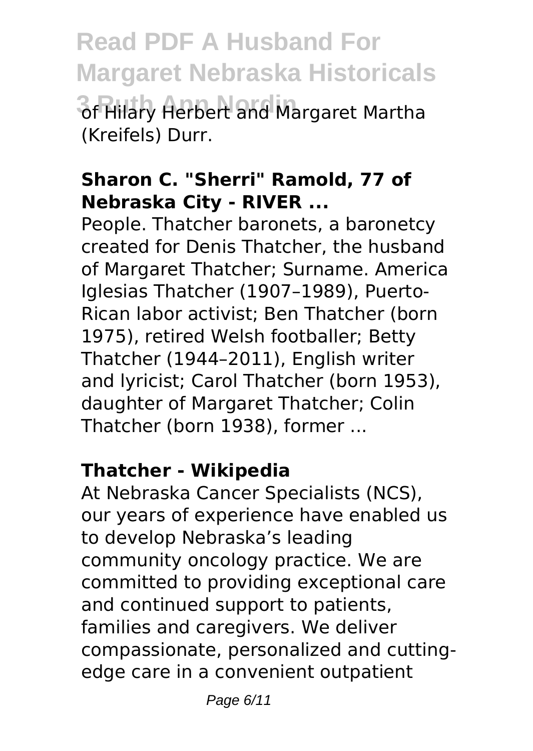of Hilary Herbert and Margaret Martha (Kreifels) Durr.

**Sharon C. "Sherri" Ramold, 77 of Nebraska City - RIVER ...**

People. Thatcher baronets, a baronetcy created for Denis Thatcher, the husband of Margaret Thatcher; Surname. America Iglesias Thatcher (1907–1989), Puerto-Rican labor activist; Ben Thatcher (born 1975), retired Welsh footballer; Betty Thatcher (1944–2011), English writer and lyricist; Carol Thatcher (born 1953), daughter of Margaret Thatcher; Colin Thatcher (born 1938), former ...

**Thatcher - Wikipedia**

At Nebraska Cancer Specialists (NCS), our years of experience have enabled us to develop Nebraska's leading community oncology practice. We are committed to providing exceptional care and continued support to patients, families and caregivers. We deliver compassionate, personalized and cutting-edge care in a convenient outpatient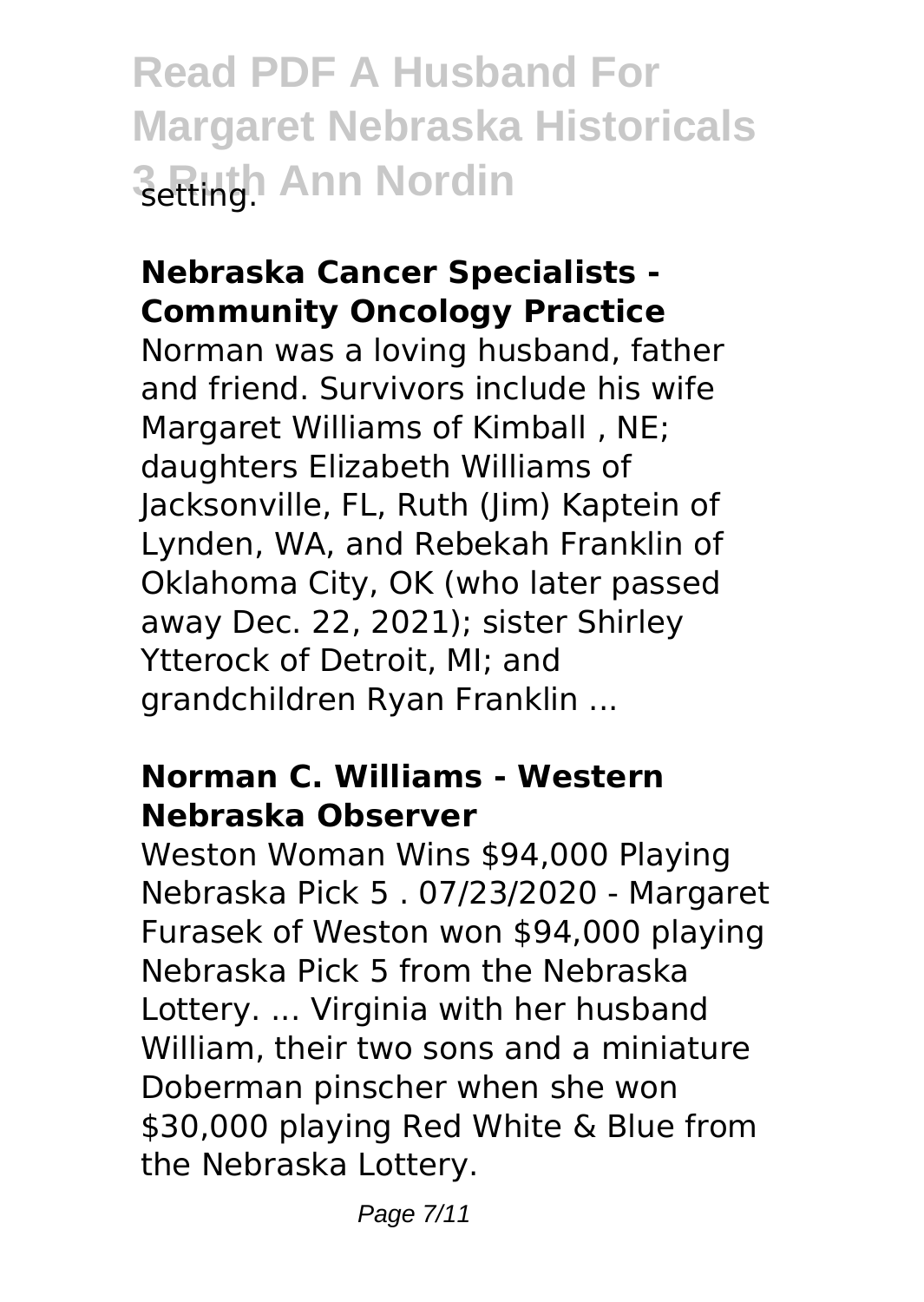setting.

### Nebraska Cancer Specialists - Community Oncology Practice

Norman was a loving husband, father and friend. Survivors include his wife Margaret Williams of Kimball , NE; daughters Elizabeth Williams of Jacksonville, FL, Ruth (Jim) Kaptein of Lynden, WA, and Rebekah Franklin of Oklahoma City, OK (who later passed away Dec. 22, 2021); sister Shirley Ytterock of Detroit, MI; and grandchildren Ryan Franklin ...

### Norman C. Williams - Western Nebraska Observer

Weston Woman Wins $94,000 Playing Nebraska Pick 5 . 07/23/2020 - Margaret Furasek of Weston won $94,000 playing Nebraska Pick 5 from the Nebraska Lottery. ... Virginia with her husband William, their two sons and a miniature Doberman pinscher when she won $30,000 playing Red White & Blue from the Nebraska Lottery.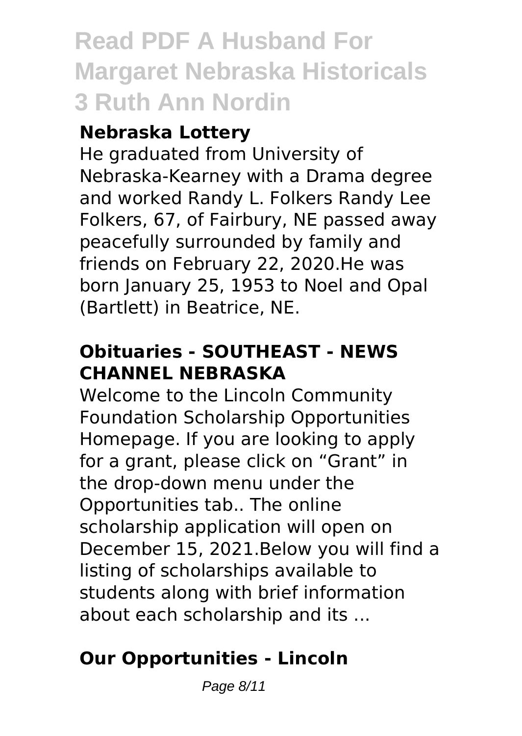### Nebraska Lottery

He graduated from University of Nebraska-Kearney with a Drama degree and worked Randy L. Folkers Randy Lee Folkers, 67, of Fairbury, NE passed away peacefully surrounded by family and friends on February 22, 2020.He was born January 25, 1953 to Noel and Opal (Bartlett) in Beatrice, NE.

### Obituaries - SOUTHEAST - NEWS CHANNEL NEBRASKA

Welcome to the Lincoln Community Foundation Scholarship Opportunities Homepage. If you are looking to apply for a grant, please click on "Grant" in the drop-down menu under the Opportunities tab.. The online scholarship application will open on December 15, 2021.Below you will find a listing of scholarships available to students along with brief information about each scholarship and its ...

### Our Opportunities - Lincoln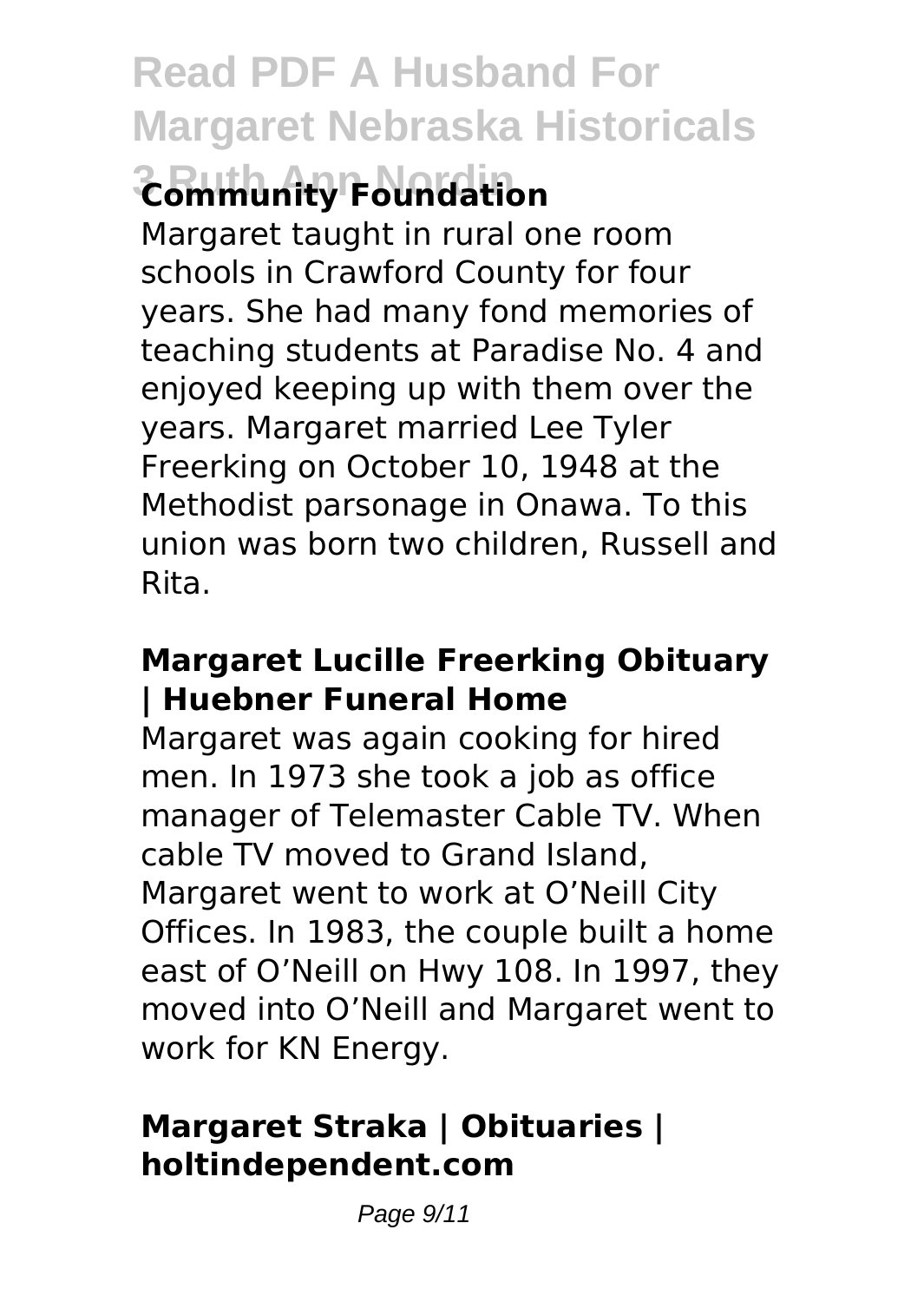## Community Foundation

Margaret taught in rural one room schools in Crawford County for four years. She had many fond memories of teaching students at Paradise No. 4 and enjoyed keeping up with them over the years. Margaret married Lee Tyler Freerking on October 10, 1948 at the Methodist parsonage in Onawa. To this union was born two children, Russell and Rita.

## Margaret Lucille Freerking Obituary | Huebner Funeral Home

Margaret was again cooking for hired men. In 1973 she took a job as office manager of Telemaster Cable TV. When cable TV moved to Grand Island, Margaret went to work at O'Neill City Offices. In 1983, the couple built a home east of O'Neill on Hwy 108. In 1997, they moved into O'Neill and Margaret went to work for KN Energy.

## Margaret Straka | Obituaries | holtindependent.com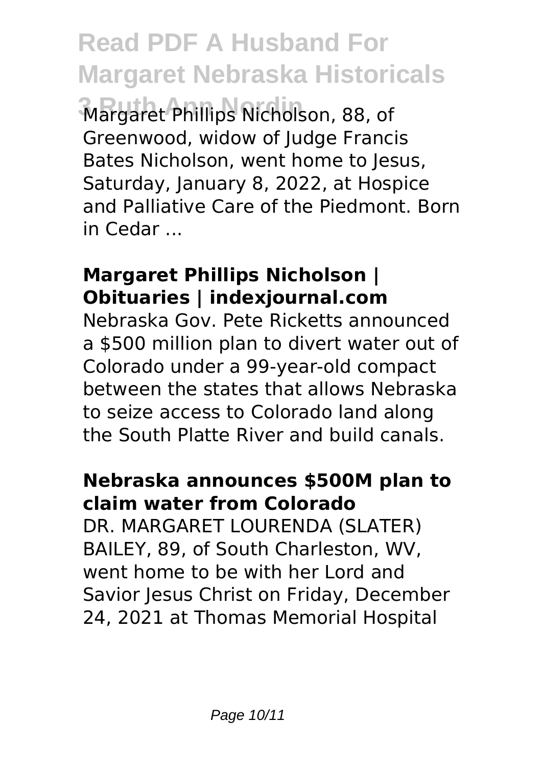Margaret Phillips Nicholson, 88, of Greenwood, widow of Judge Francis Bates Nicholson, went home to Jesus, Saturday, January 8, 2022, at Hospice and Palliative Care of the Piedmont. Born in Cedar ...

## Margaret Phillips Nicholson | Obituaries | indexjournal.com

Nebraska Gov. Pete Ricketts announced a $500 million plan to divert water out of Colorado under a 99-year-old compact between the states that allows Nebraska to seize access to Colorado land along the South Platte River and build canals.

## Nebraska announces $500M plan to claim water from Colorado

DR. MARGARET LOURENDA (SLATER) BAILEY, 89, of South Charleston, WV, went home to be with her Lord and Savior Jesus Christ on Friday, December 24, 2021 at Thomas Memorial Hospital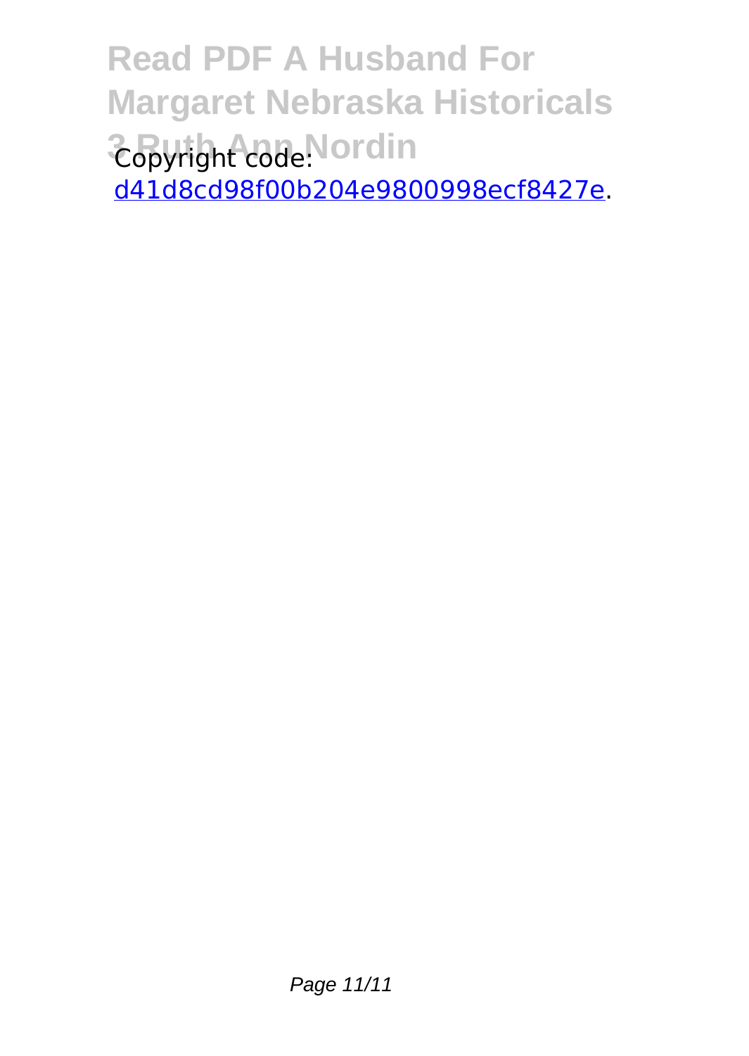Copyright code: [d41d8cd98f00b204e9800998ecf8427e](d41d8cd98f00b204e9800998ecf8427e).